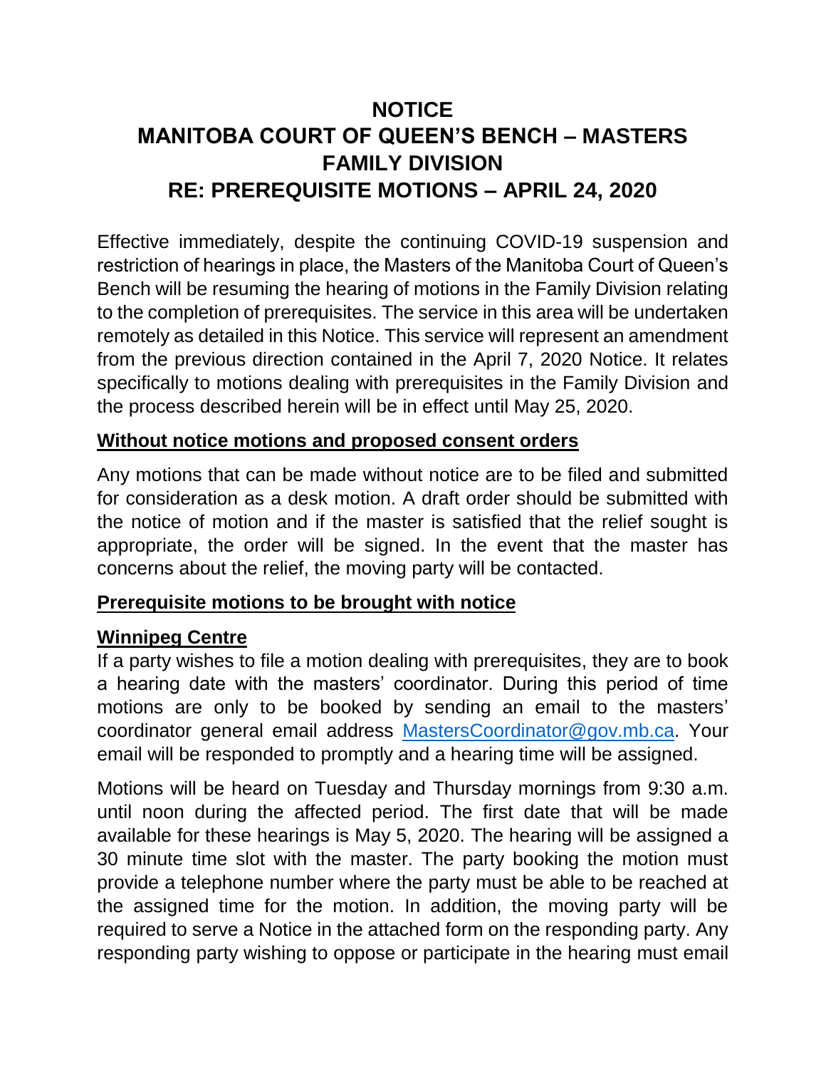# NOTICE
# MANITOBA COURT OF QUEEN'S BENCH – MASTERS FAMILY DIVISION
# RE: PREREQUISITE MOTIONS – APRIL 24, 2020

Effective immediately, despite the continuing COVID-19 suspension and restriction of hearings in place, the Masters of the Manitoba Court of Queen's Bench will be resuming the hearing of motions in the Family Division relating to the completion of prerequisites. The service in this area will be undertaken remotely as detailed in this Notice. This service will represent an amendment from the previous direction contained in the April 7, 2020 Notice. It relates specifically to motions dealing with prerequisites in the Family Division and the process described herein will be in effect until May 25, 2020.

## Without notice motions and proposed consent orders

Any motions that can be made without notice are to be filed and submitted for consideration as a desk motion. A draft order should be submitted with the notice of motion and if the master is satisfied that the relief sought is appropriate, the order will be signed. In the event that the master has concerns about the relief, the moving party will be contacted.

## Prerequisite motions to be brought with notice

### Winnipeg Centre

If a party wishes to file a motion dealing with prerequisites, they are to book a hearing date with the masters' coordinator. During this period of time motions are only to be booked by sending an email to the masters' coordinator general email address MastersCoordinator@gov.mb.ca. Your email will be responded to promptly and a hearing time will be assigned.

Motions will be heard on Tuesday and Thursday mornings from 9:30 a.m. until noon during the affected period. The first date that will be made available for these hearings is May 5, 2020. The hearing will be assigned a 30 minute time slot with the master. The party booking the motion must provide a telephone number where the party must be able to be reached at the assigned time for the motion. In addition, the moving party will be required to serve a Notice in the attached form on the responding party. Any responding party wishing to oppose or participate in the hearing must email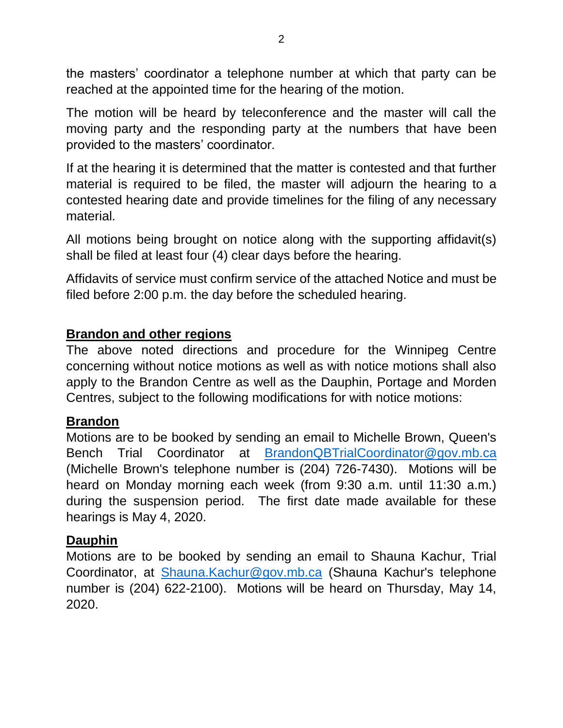the masters' coordinator a telephone number at which that party can be reached at the appointed time for the hearing of the motion.

The motion will be heard by teleconference and the master will call the moving party and the responding party at the numbers that have been provided to the masters' coordinator.

If at the hearing it is determined that the matter is contested and that further material is required to be filed, the master will adjourn the hearing to a contested hearing date and provide timelines for the filing of any necessary material.

All motions being brought on notice along with the supporting affidavit(s) shall be filed at least four (4) clear days before the hearing.

Affidavits of service must confirm service of the attached Notice and must be filed before 2:00 p.m. the day before the scheduled hearing.

**Brandon and other regions**

The above noted directions and procedure for the Winnipeg Centre concerning without notice motions as well as with notice motions shall also apply to the Brandon Centre as well as the Dauphin, Portage and Morden Centres, subject to the following modifications for with notice motions:

**Brandon**

Motions are to be booked by sending an email to Michelle Brown, Queen's Bench Trial Coordinator at BrandonQBTrialCoordinator@gov.mb.ca (Michelle Brown's telephone number is (204) 726-7430). Motions will be heard on Monday morning each week (from 9:30 a.m. until 11:30 a.m.) during the suspension period. The first date made available for these hearings is May 4, 2020.

**Dauphin**

Motions are to be booked by sending an email to Shauna Kachur, Trial Coordinator, at Shauna.Kachur@gov.mb.ca (Shauna Kachur's telephone number is (204) 622-2100). Motions will be heard on Thursday, May 14, 2020.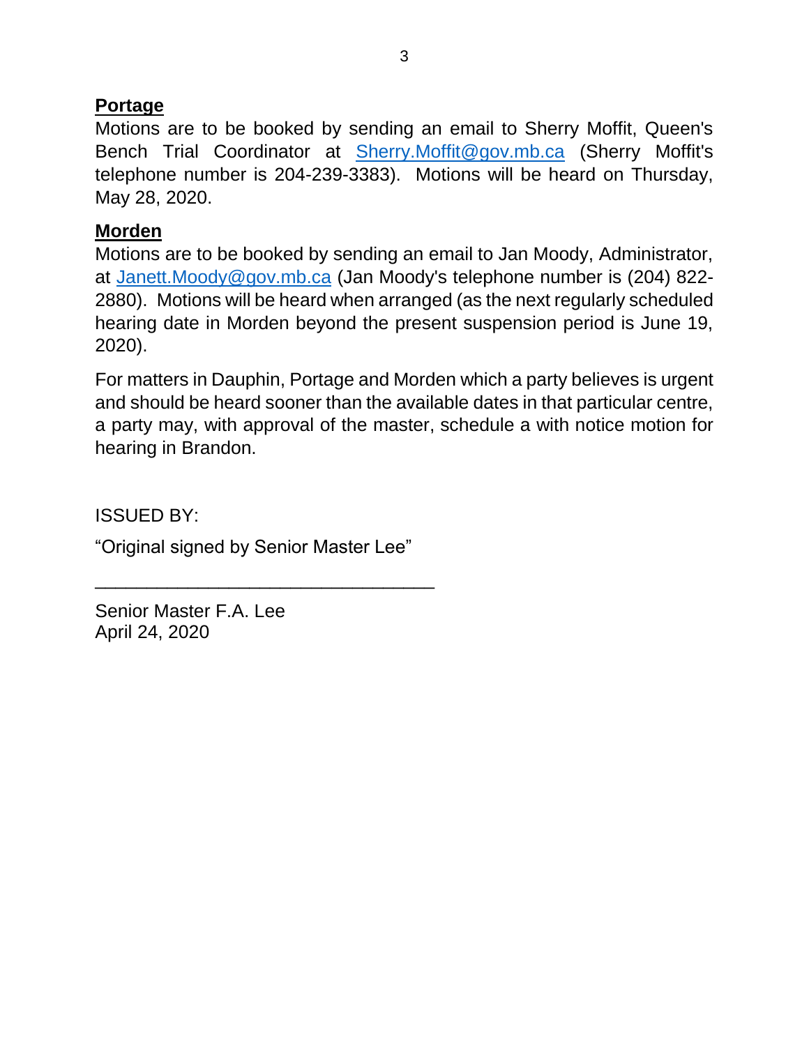**Portage**

Motions are to be booked by sending an email to Sherry Moffit, Queen's Bench Trial Coordinator at Sherry.Moffit@gov.mb.ca (Sherry Moffit's telephone number is 204-239-3383). Motions will be heard on Thursday, May 28, 2020.

**Morden**

Motions are to be booked by sending an email to Jan Moody, Administrator, at Janett.Moody@gov.mb.ca (Jan Moody's telephone number is (204) 822-2880). Motions will be heard when arranged (as the next regularly scheduled hearing date in Morden beyond the present suspension period is June 19, 2020).

For matters in Dauphin, Portage and Morden which a party believes is urgent and should be heard sooner than the available dates in that particular centre, a party may, with approval of the master, schedule a with notice motion for hearing in Brandon.

ISSUED BY:

“Original signed by Senior Master Lee”

\_\_\_\_\_\_\_\_\_\_\_\_\_\_\_\_\_\_\_\_\_\_\_\_\_\_\_\_\_\_\_\_\_\_

Senior Master F.A. Lee
April 24, 2020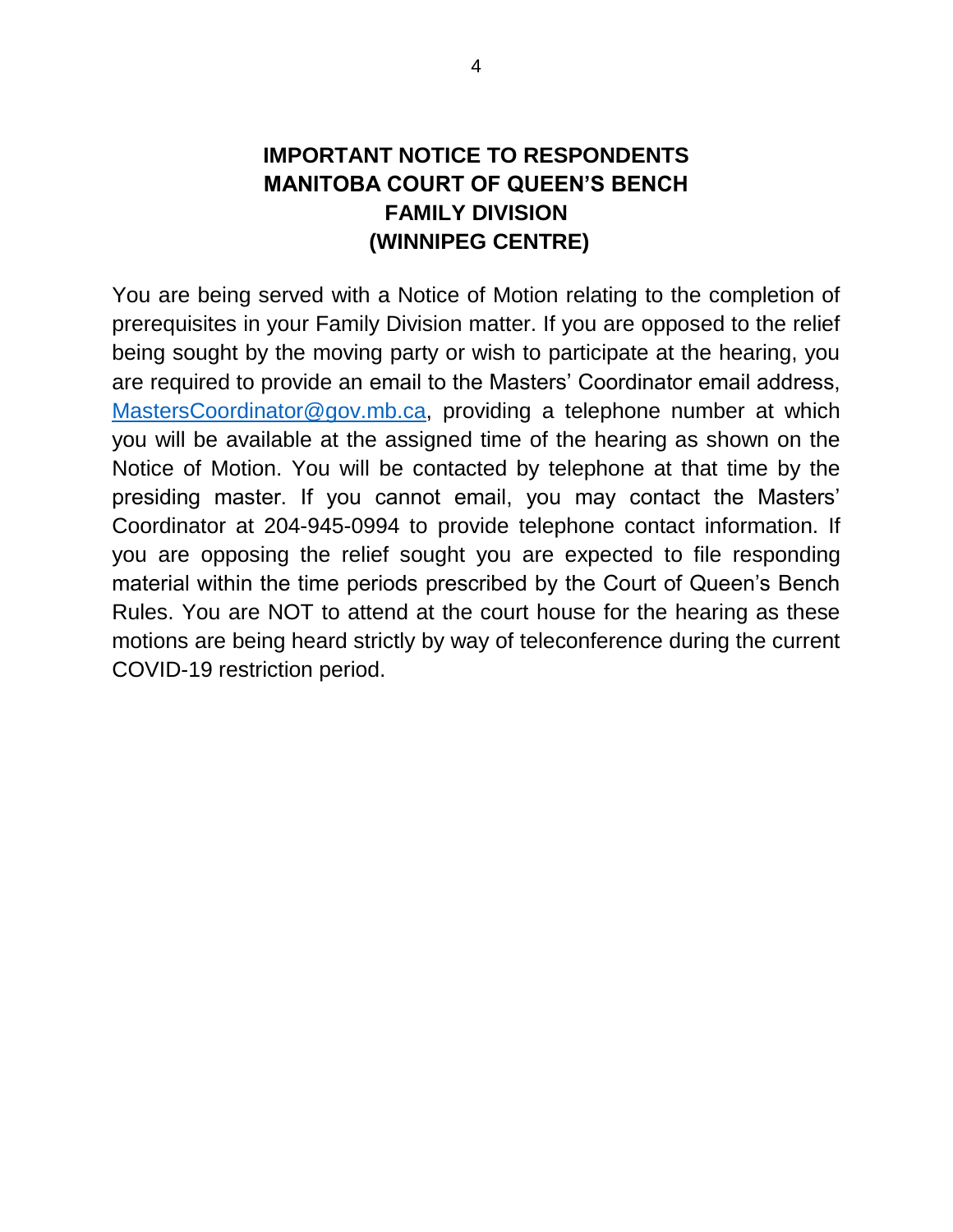# IMPORTANT NOTICE TO RESPONDENTS
# MANITOBA COURT OF QUEEN'S BENCH
# FAMILY DIVISION
# (WINNIPEG CENTRE)

You are being served with a Notice of Motion relating to the completion of prerequisites in your Family Division matter. If you are opposed to the relief being sought by the moving party or wish to participate at the hearing, you are required to provide an email to the Masters' Coordinator email address, MastersCoordinator@gov.mb.ca, providing a telephone number at which you will be available at the assigned time of the hearing as shown on the Notice of Motion. You will be contacted by telephone at that time by the presiding master. If you cannot email, you may contact the Masters' Coordinator at 204-945-0994 to provide telephone contact information. If you are opposing the relief sought you are expected to file responding material within the time periods prescribed by the Court of Queen's Bench Rules. You are NOT to attend at the court house for the hearing as these motions are being heard strictly by way of teleconference during the current COVID-19 restriction period.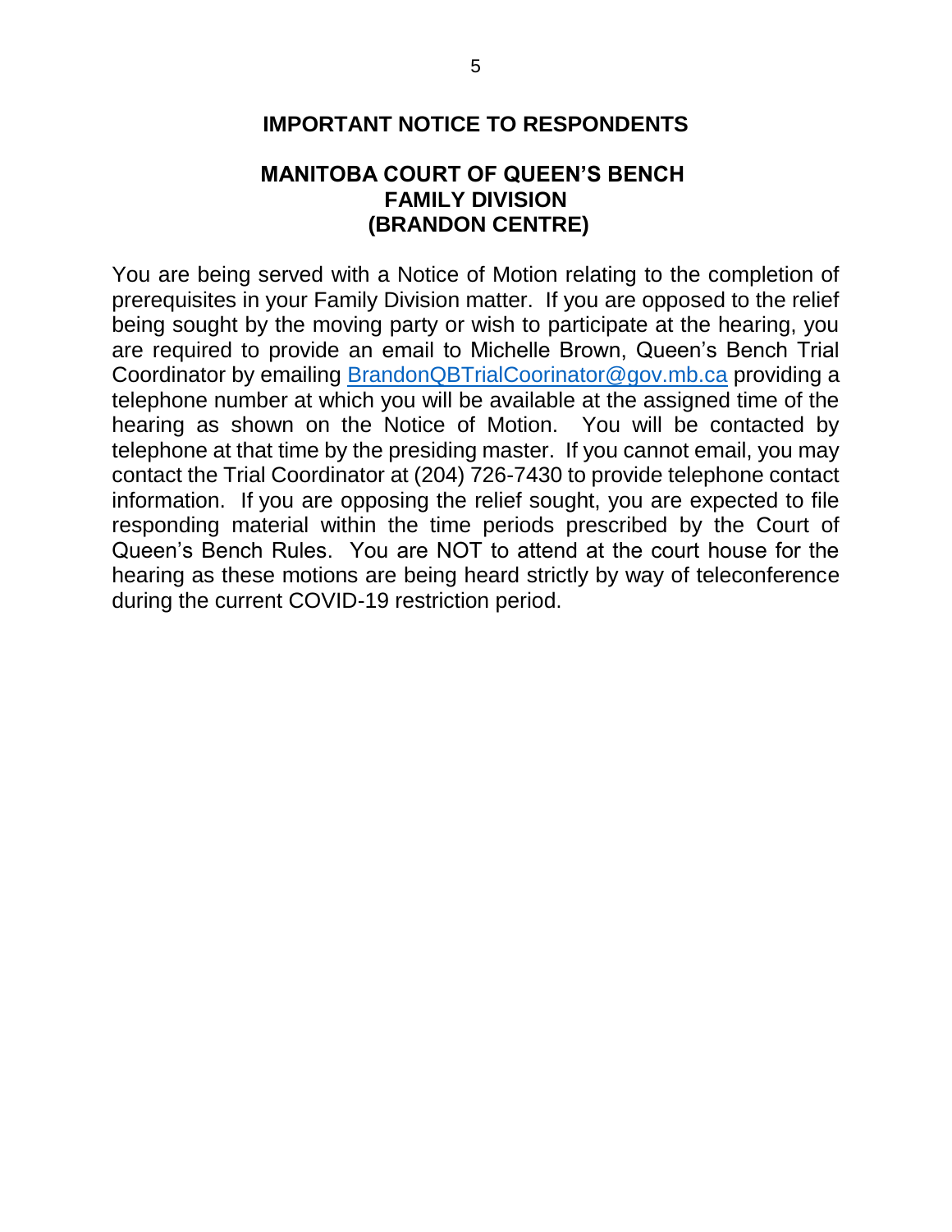## IMPORTANT NOTICE TO RESPONDENTS

## MANITOBA COURT OF QUEEN'S BENCH
## FAMILY DIVISION
## (BRANDON CENTRE)

You are being served with a Notice of Motion relating to the completion of prerequisites in your Family Division matter. If you are opposed to the relief being sought by the moving party or wish to participate at the hearing, you are required to provide an email to Michelle Brown, Queen's Bench Trial Coordinator by emailing BrandonQBTrialCoorinator@gov.mb.ca providing a telephone number at which you will be available at the assigned time of the hearing as shown on the Notice of Motion. You will be contacted by telephone at that time by the presiding master. If you cannot email, you may contact the Trial Coordinator at (204) 726-7430 to provide telephone contact information. If you are opposing the relief sought, you are expected to file responding material within the time periods prescribed by the Court of Queen's Bench Rules. You are NOT to attend at the court house for the hearing as these motions are being heard strictly by way of teleconference during the current COVID-19 restriction period.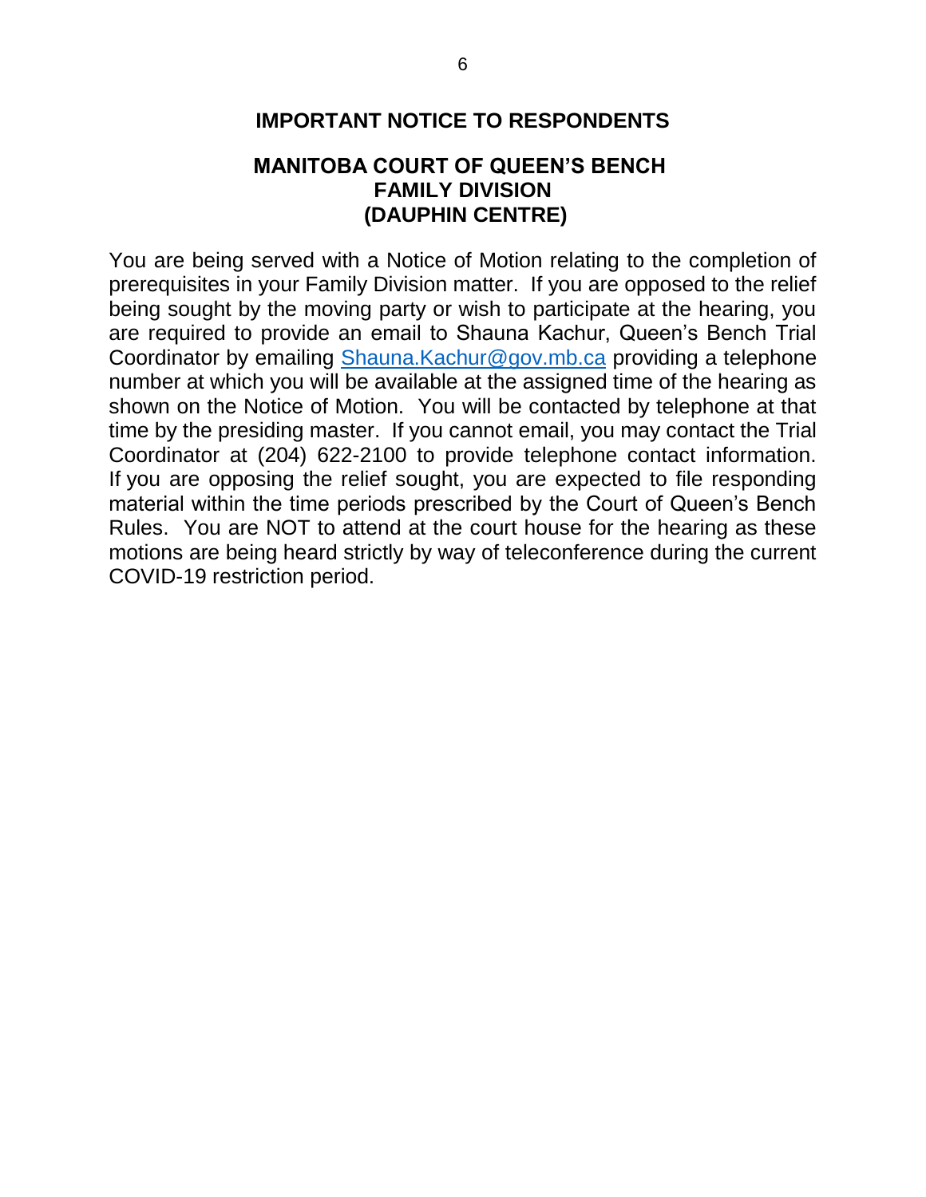## IMPORTANT NOTICE TO RESPONDENTS

## MANITOBA COURT OF QUEEN'S BENCH
## FAMILY DIVISION
## (DAUPHIN CENTRE)

You are being served with a Notice of Motion relating to the completion of prerequisites in your Family Division matter. If you are opposed to the relief being sought by the moving party or wish to participate at the hearing, you are required to provide an email to Shauna Kachur, Queen's Bench Trial Coordinator by emailing [Shauna.Kachur@gov.mb.ca](mailto:Shauna.Kachur@gov.mb.ca) providing a telephone number at which you will be available at the assigned time of the hearing as shown on the Notice of Motion. You will be contacted by telephone at that time by the presiding master. If you cannot email, you may contact the Trial Coordinator at (204) 622-2100 to provide telephone contact information. If you are opposing the relief sought, you are expected to file responding material within the time periods prescribed by the Court of Queen's Bench Rules. You are NOT to attend at the court house for the hearing as these motions are being heard strictly by way of teleconference during the current COVID-19 restriction period.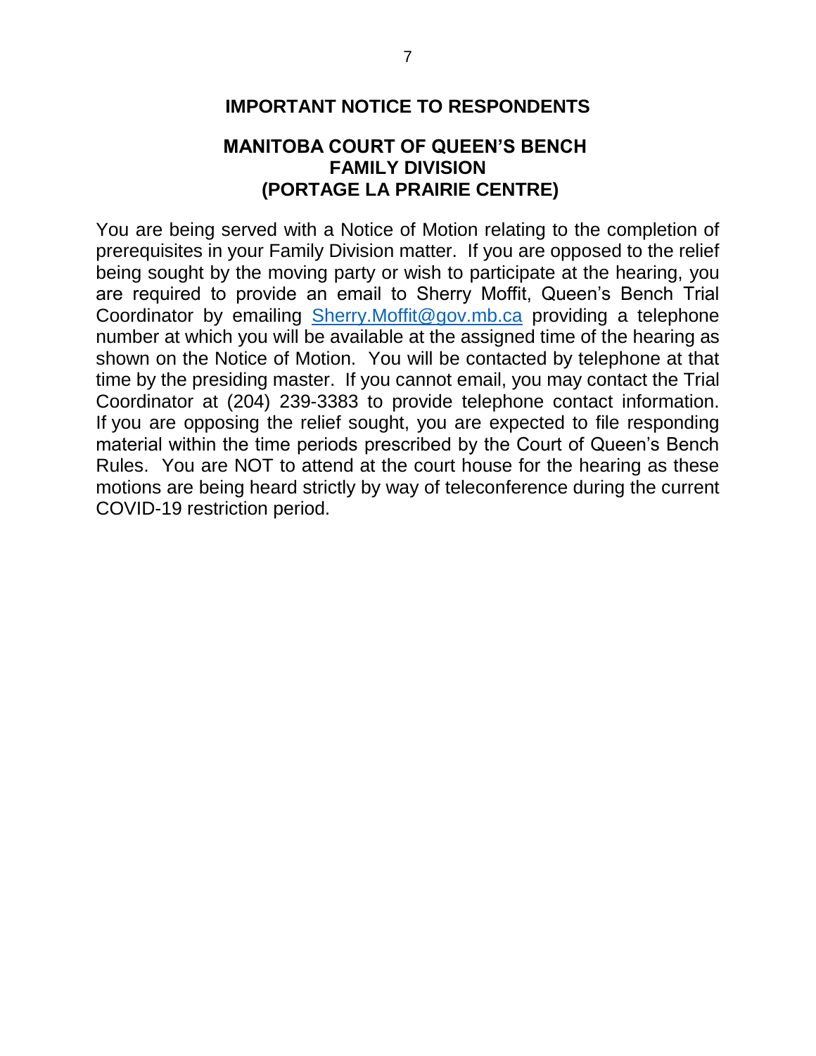## IMPORTANT NOTICE TO RESPONDENTS

## MANITOBA COURT OF QUEEN'S BENCH
## FAMILY DIVISION
## (PORTAGE LA PRAIRIE CENTRE)

You are being served with a Notice of Motion relating to the completion of prerequisites in your Family Division matter. If you are opposed to the relief being sought by the moving party or wish to participate at the hearing, you are required to provide an email to Sherry Moffit, Queen's Bench Trial Coordinator by emailing [Sherry.Moffit@gov.mb.ca](mailto:Sherry.Moffit@gov.mb.ca) providing a telephone number at which you will be available at the assigned time of the hearing as shown on the Notice of Motion. You will be contacted by telephone at that time by the presiding master. If you cannot email, you may contact the Trial Coordinator at (204) 239-3383 to provide telephone contact information. If you are opposing the relief sought, you are expected to file responding material within the time periods prescribed by the Court of Queen's Bench Rules. You are NOT to attend at the court house for the hearing as these motions are being heard strictly by way of teleconference during the current COVID-19 restriction period.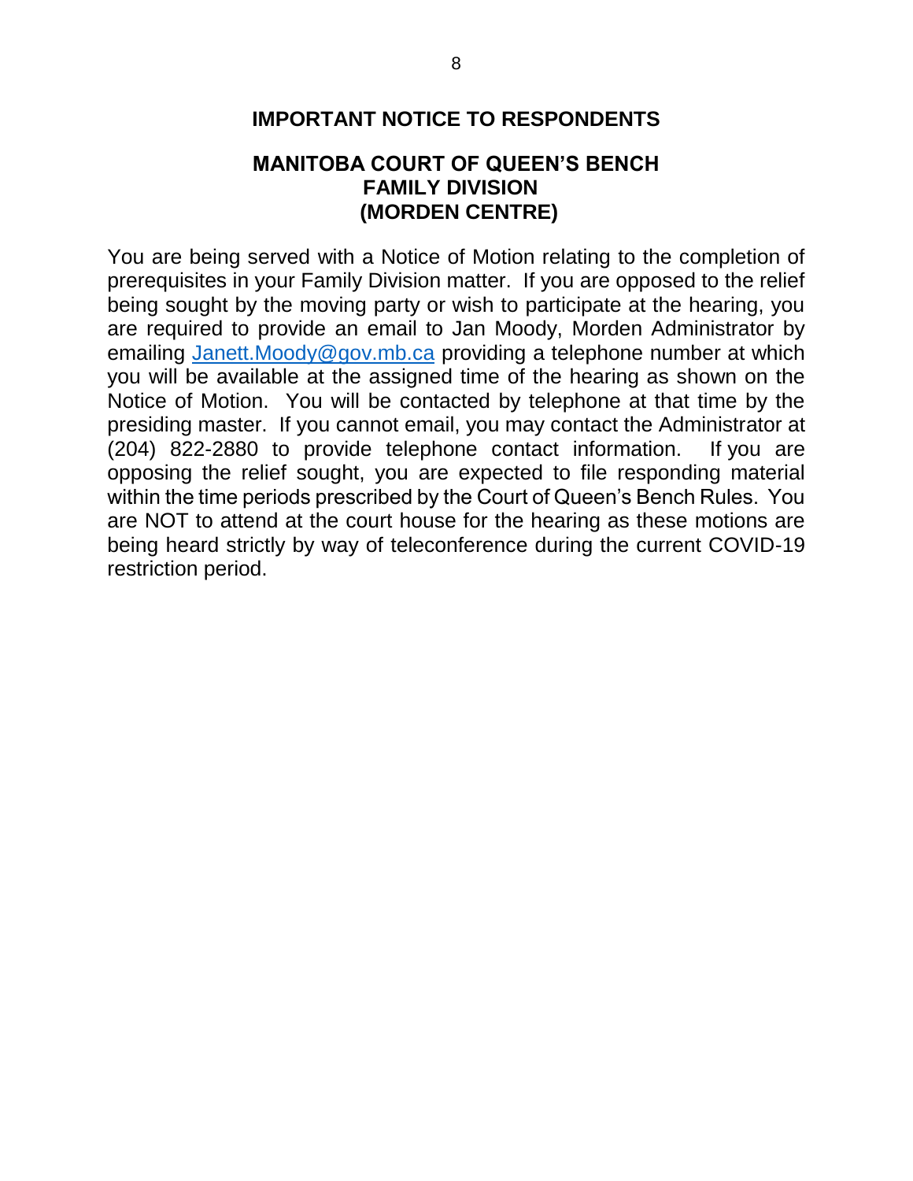## IMPORTANT NOTICE TO RESPONDENTS

## MANITOBA COURT OF QUEEN'S BENCH
## FAMILY DIVISION
## (MORDEN CENTRE)

You are being served with a Notice of Motion relating to the completion of prerequisites in your Family Division matter. If you are opposed to the relief being sought by the moving party or wish to participate at the hearing, you are required to provide an email to Jan Moody, Morden Administrator by emailing Janett.Moody@gov.mb.ca providing a telephone number at which you will be available at the assigned time of the hearing as shown on the Notice of Motion. You will be contacted by telephone at that time by the presiding master. If you cannot email, you may contact the Administrator at (204) 822-2880 to provide telephone contact information. If you are opposing the relief sought, you are expected to file responding material within the time periods prescribed by the Court of Queen's Bench Rules. You are NOT to attend at the court house for the hearing as these motions are being heard strictly by way of teleconference during the current COVID-19 restriction period.